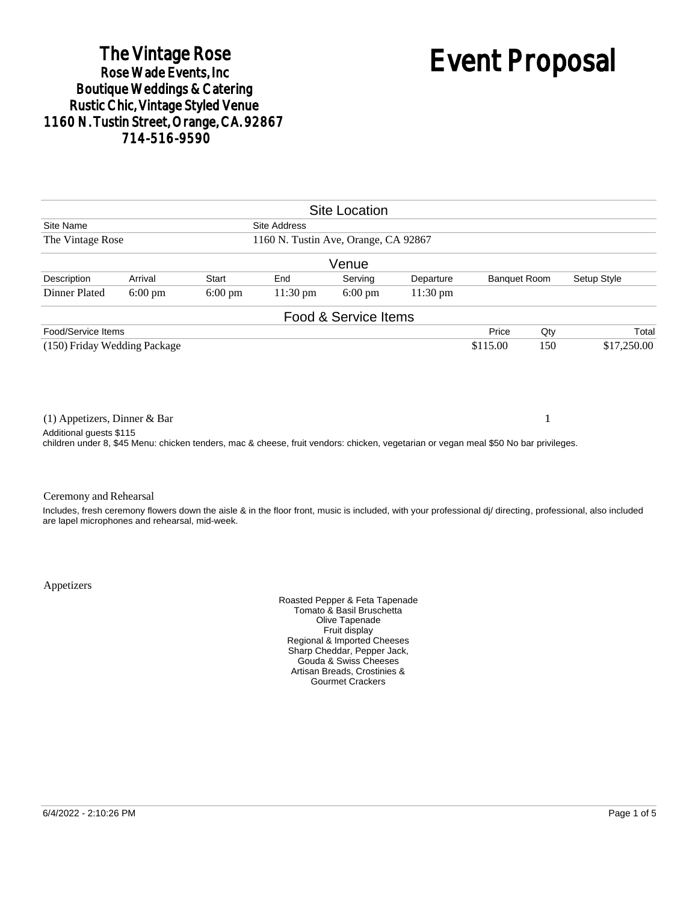# The Vintage Rose
**Rose Wade Events, Inc**
**Boutique Weddings & Catering**
**Rustic Chic, Vintage Styled Venue**
**1160 N. Tustin Street, Orange, CA. 92867**
**714-516-9590**

# Event Proposal

## Site Location

| Site Name | Site Address |
|---|---|
| The Vintage Rose | 1160 N. Tustin Ave, Orange, CA 92867 |

## Venue

| Description | Arrival | Start | End | Serving | Departure | Banquet Room | Setup Style |
|---|---|---|---|---|---|---|---|
| Dinner Plated | 6:00 pm | 6:00 pm | 11:30 pm | 6:00 pm | 11:30 pm | | |

## Food & Service Items

| Food/Service Items | Price | Qty | Total |
|---|---|---|---|
| (150) Friday Wedding Package | $115.00 | 150 | $17,250.00 |
| (1) Appetizers, Dinner & Bar | | 1 | |

Additional guests $115
children under 8, $45 Menu: chicken tenders, mac & cheese, fruit vendors: chicken, vegetarian or vegan meal $50 No bar privileges.

Ceremony and Rehearsal

Includes, fresh ceremony flowers down the aisle & in the floor front, music is included, with your professional dj/ directing, professional, also included are lapel microphones and rehearsal, mid-week.

Appetizers

Roasted Pepper & Feta Tapenade
Tomato & Basil Bruschetta
Olive Tapenade
Fruit display
Regional & Imported Cheeses
Sharp Cheddar, Pepper Jack,
Gouda & Swiss Cheeses
Artisan Breads, Crostinies &
Gourmet Crackers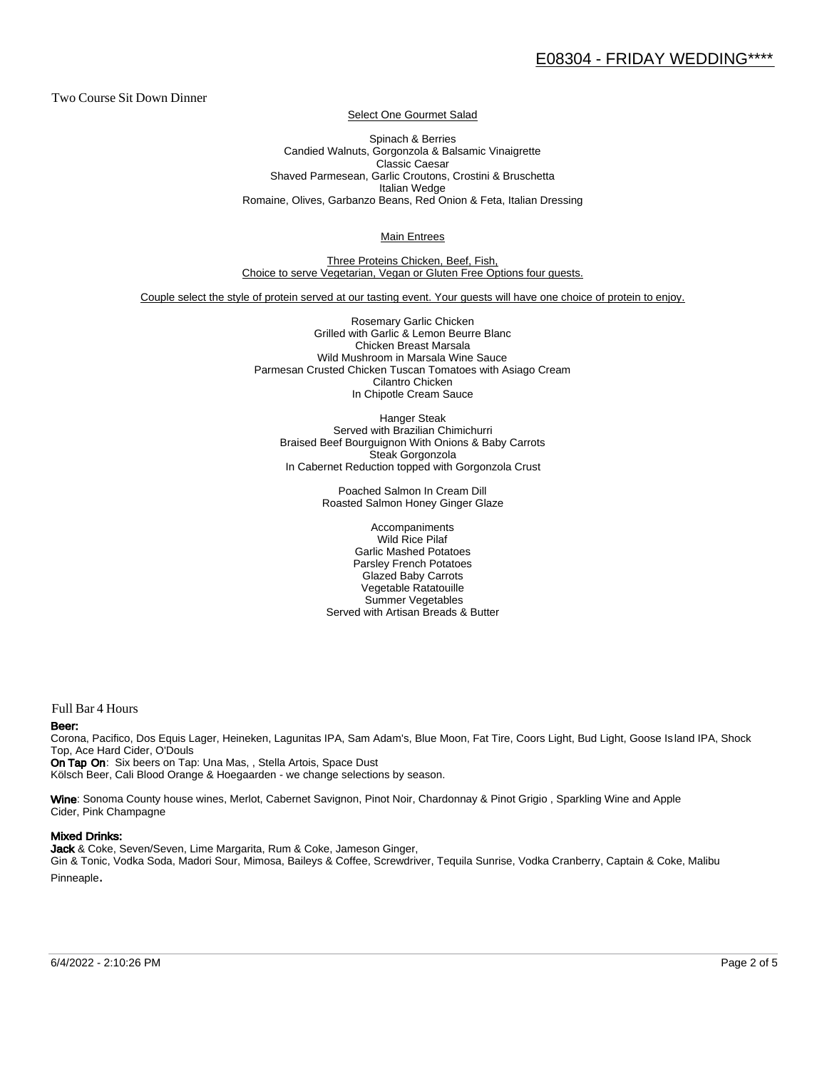Two Course Sit Down Dinner

Select One Gourmet Salad

Spinach & Berries
Candied Walnuts, Gorgonzola & Balsamic Vinaigrette
Classic Caesar
Shaved Parmesean, Garlic Croutons, Crostini & Bruschetta
Italian Wedge
Romaine, Olives, Garbanzo Beans, Red Onion & Feta, Italian Dressing

Main Entrees

Three Proteins Chicken, Beef, Fish,
Choice to serve Vegetarian, Vegan or Gluten Free Options four guests.

Couple select the style of protein served at our tasting event. Your guests will have one choice of protein to enjoy.

Rosemary Garlic Chicken
Grilled with Garlic & Lemon Beurre Blanc
Chicken Breast Marsala
Wild Mushroom in Marsala Wine Sauce
Parmesan Crusted Chicken Tuscan Tomatoes with Asiago Cream
Cilantro Chicken
In Chipotle Cream Sauce

Hanger Steak
Served with Brazilian Chimichurri
Braised Beef Bourguignon With Onions & Baby Carrots
Steak Gorgonzola
In Cabernet Reduction topped with Gorgonzola Crust

Poached Salmon In Cream Dill
Roasted Salmon Honey Ginger Glaze

Accompaniments
Wild Rice Pilaf
Garlic Mashed Potatoes
Parsley French Potatoes
Glazed Baby Carrots
Vegetable Ratatouille
Summer Vegetables
Served with Artisan Breads & Butter

Full Bar 4 Hours

**Beer:**
Corona, Pacifico, Dos Equis Lager, Heineken, Lagunitas IPA, Sam Adam's, Blue Moon, Fat Tire, Coors Light, Bud Light, Goose Island IPA, Shock Top, Ace Hard Cider, O'Douls
**On Tap On**: Six beers on Tap: Una Mas, , Stella Artois, Space Dust
Kölsch Beer, Cali Blood Orange & Hoegaarden - we change selections by season.

**Wine**: Sonoma County house wines, Merlot, Cabernet Savignon, Pinot Noir, Chardonnay & Pinot Grigio , Sparkling Wine and Apple Cider, Pink Champagne

**Mixed Drinks:**
**Jack** & Coke, Seven/Seven, Lime Margarita, Rum & Coke, Jameson Ginger,
Gin & Tonic, Vodka Soda, Madori Sour, Mimosa, Baileys & Coffee, Screwdriver, Tequila Sunrise, Vodka Cranberry, Captain & Coke, Malibu Pinneaple.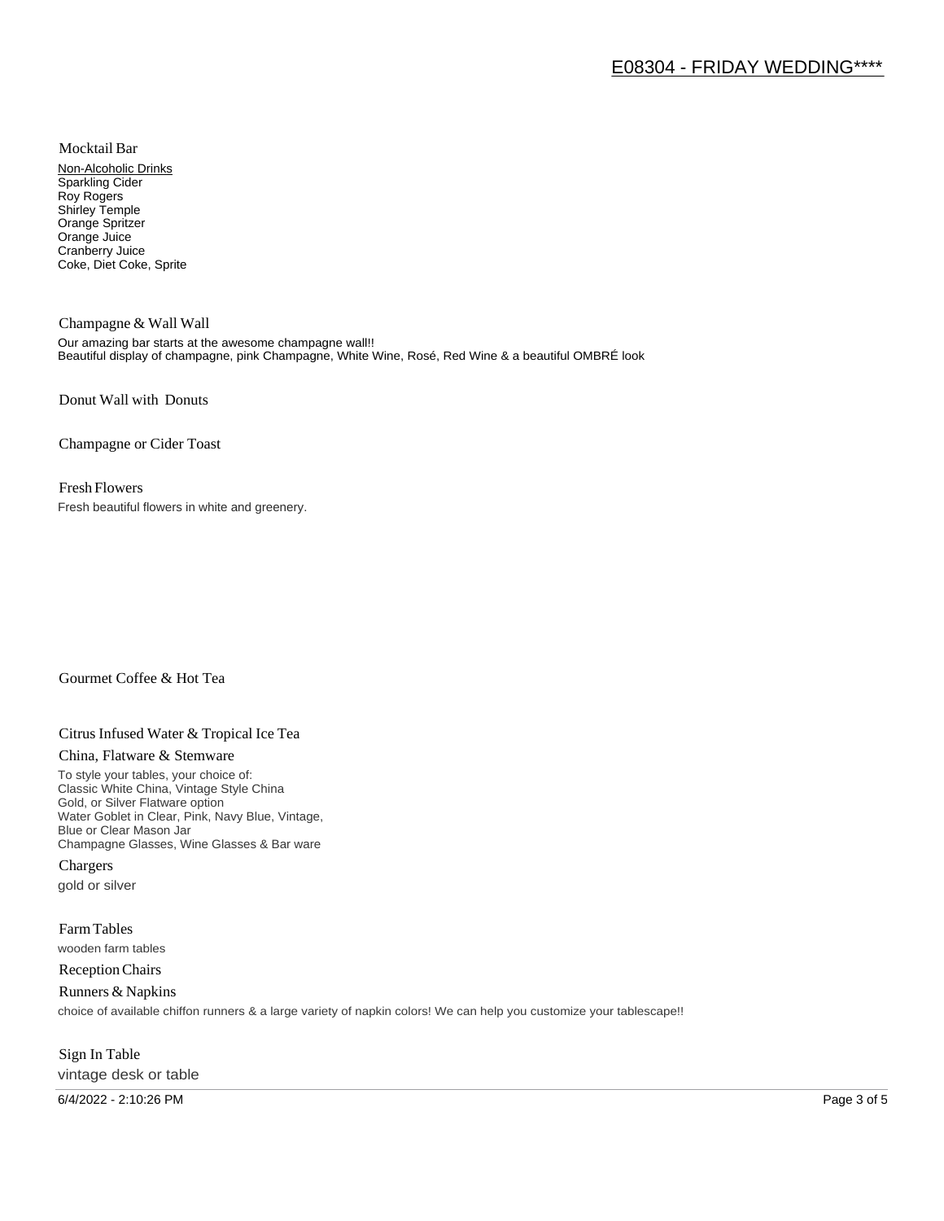### Mocktail Bar

Non-Alcoholic Drinks
Sparkling Cider
Roy Rogers
Shirley Temple
Orange Spritzer
Orange Juice
Cranberry Juice
Coke, Diet Coke, Sprite

### Champagne & Wall Wall

Our amazing bar starts at the awesome champagne wall!!
Beautiful display of champagne, pink Champagne, White Wine, Rosé, Red Wine & a beautiful OMBRÉ look

### Donut Wall with Donuts

### Champagne or Cider Toast

### Fresh Flowers

Fresh beautiful flowers in white and greenery.

### Gourmet Coffee & Hot Tea

### Citrus Infused Water & Tropical Ice Tea

### China, Flatware & Stemware

To style your tables, your choice of:
Classic White China, Vintage Style China
Gold, or Silver Flatware option
Water Goblet in Clear, Pink, Navy Blue, Vintage,
Blue or Clear Mason Jar
Champagne Glasses, Wine Glasses & Bar ware

### Chargers

gold or silver

### Farm Tables

wooden farm tables

### Reception Chairs

### Runners & Napkins

choice of available chiffon runners & a large variety of napkin colors! We can help you customize your tablescape!!

### Sign In Table

vintage desk or table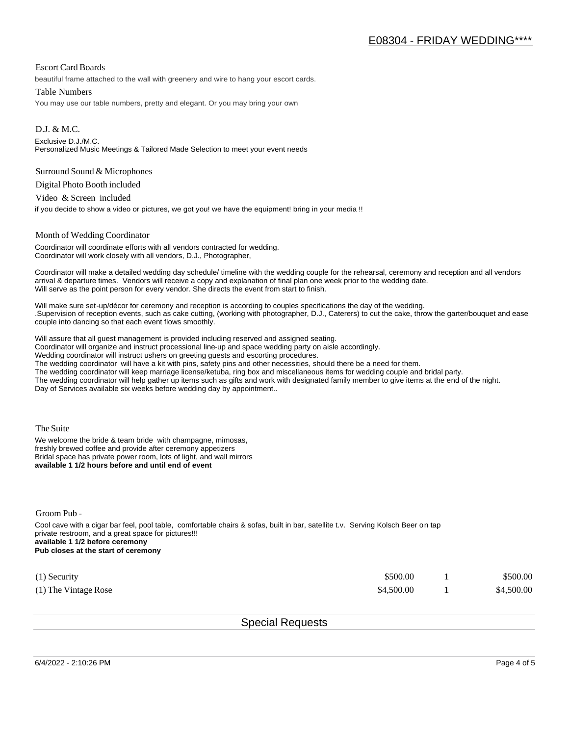Escort Card Boards

beautiful frame attached to the wall with greenery and wire to hang your escort cards.

Table Numbers

You may use our table numbers, pretty and elegant. Or you may bring your own

D.J. & M.C.

Exclusive D.J./M.C.
Personalized Music Meetings & Tailored Made Selection to meet your event needs

Surround Sound & Microphones

Digital Photo Booth included

Video & Screen included

if you decide to show a video or pictures, we got you! we have the equipment! bring in your media !!

Month of Wedding Coordinator

Coordinator will coordinate efforts with all vendors contracted for wedding.
Coordinator will work closely with all vendors, D.J., Photographer,

Coordinator will make a detailed wedding day schedule/ timeline with the wedding couple for the rehearsal, ceremony and reception and all vendors arrival & departure times. Vendors will receive a copy and explanation of final plan one week prior to the wedding date.
Will serve as the point person for every vendor. She directs the event from start to finish.

Will make sure set-up/décor for ceremony and reception is according to couples specifications the day of the wedding.
.Supervision of reception events, such as cake cutting, (working with photographer, D.J., Caterers) to cut the cake, throw the garter/bouquet and ease couple into dancing so that each event flows smoothly.

Will assure that all guest management is provided including reserved and assigned seating.
Coordinator will organize and instruct processional line-up and space wedding party on aisle accordingly.
Wedding coordinator will instruct ushers on greeting guests and escorting procedures.
The wedding coordinator will have a kit with pins, safety pins and other necessities, should there be a need for them.
The wedding coordinator will keep marriage license/ketuba, ring box and miscellaneous items for wedding couple and bridal party.
The wedding coordinator will help gather up items such as gifts and work with designated family member to give items at the end of the night.
Day of Services available six weeks before wedding day by appointment..

The Suite

We welcome the bride & team bride with champagne, mimosas,
freshly brewed coffee and provide after ceremony appetizers
Bridal space has private power room, lots of light, and wall mirrors
**available 1 1/2 hours before and until end of event**

Groom Pub -

Cool cave with a cigar bar feel, pool table, comfortable chairs & sofas, built in bar, satellite t.v. Serving Kolsch Beer on tap
private restroom, and a great space for pictures!!!
**available 1 1/2 before ceremony**
**Pub closes at the start of ceremony**

| | | | |
|---|---|---|---|
| (1) Security | $500.00 | 1 | $500.00 |
| (1) The Vintage Rose | $4,500.00 | 1 | $4,500.00 |

## Special Requests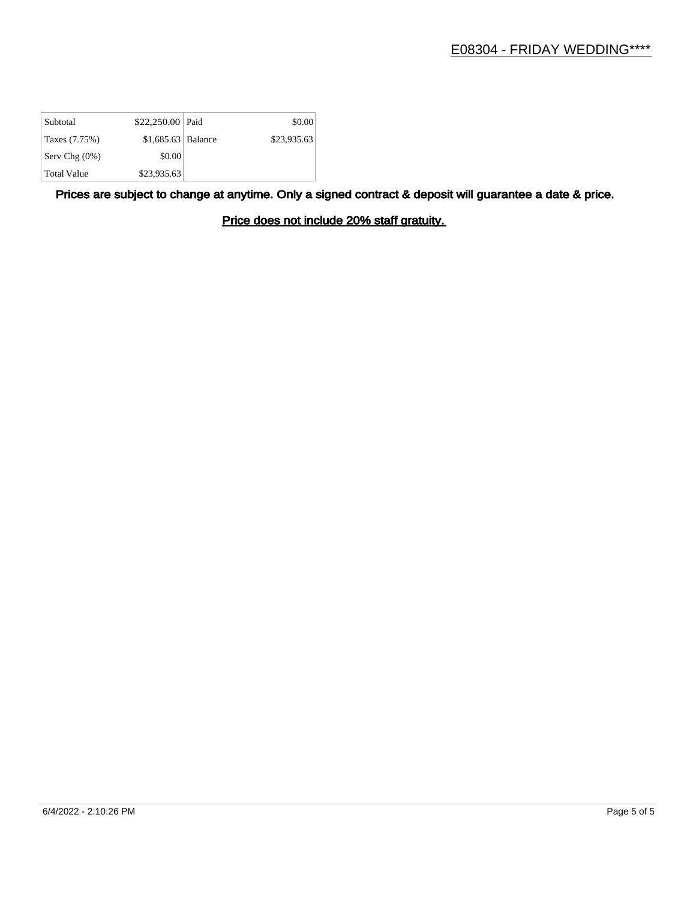| | | | |
|---|---|---|---|
| Subtotal | $22,250.00 | Paid | $0.00 |
| Taxes (7.75%) | $1,685.63 | Balance | $23,935.63 |
| Serv Chg (0%) | $0.00 | | |
| Total Value | $23,935.63 | | |

**Prices are subject to change at anytime. Only a signed contract & deposit will guarantee a date & price.**

**Price does not include 20% staff gratuity.**